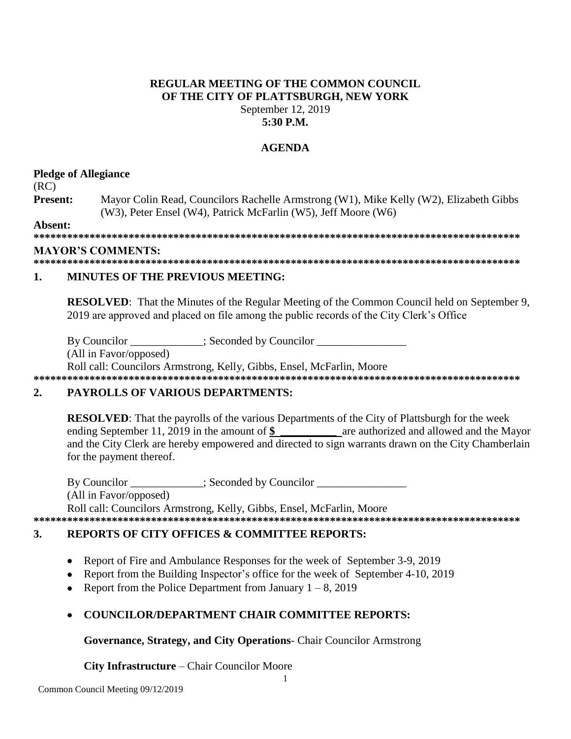# REGULAR MEETING OF THE COMMON COUNCIL OF THE CITY OF PLATTSBURGH, NEW YORK

September 12, 2019

**5:30 P.M.**

## AGENDA

**Pledge of Allegiance**

(RC)

**Present:** Mayor Colin Read, Councilors Rachelle Armstrong (W1), Mike Kelly (W2), Elizabeth Gibbs (W3), Peter Ensel (W4), Patrick McFarlin (W5), Jeff Moore (W6)

**Absent:**

**\*\*\*\*\*\*\*\*\*\*\*\*\*\*\*\*\*\*\*\*\*\*\*\*\*\*\*\*\*\*\*\*\*\*\*\*\*\*\*\*\*\*\*\*\*\*\*\*\*\*\*\*\*\*\*\*\*\*\*\*\*\*\*\*\*\*\*\*\*\*\*\*\*\*\*\*\*\*\*\*\*\*\*\*\*\*\***

**MAYOR'S COMMENTS:**

**\*\*\*\*\*\*\*\*\*\*\*\*\*\*\*\*\*\*\*\*\*\*\*\*\*\*\*\*\*\*\*\*\*\*\*\*\*\*\*\*\*\*\*\*\*\*\*\*\*\*\*\*\*\*\*\*\*\*\*\*\*\*\*\*\*\*\*\*\*\*\*\*\*\*\*\*\*\*\*\*\*\*\*\*\*\*\***

## 1. MINUTES OF THE PREVIOUS MEETING:

**RESOLVED**: That the Minutes of the Regular Meeting of the Common Council held on September 9, 2019 are approved and placed on file among the public records of the City Clerk's Office

By Councilor _____________; Seconded by Councilor ________________

(All in Favor/opposed)

Roll call: Councilors Armstrong, Kelly, Gibbs, Ensel, McFarlin, Moore

**\*\*\*\*\*\*\*\*\*\*\*\*\*\*\*\*\*\*\*\*\*\*\*\*\*\*\*\*\*\*\*\*\*\*\*\*\*\*\*\*\*\*\*\*\*\*\*\*\*\*\*\*\*\*\*\*\*\*\*\*\*\*\*\*\*\*\*\*\*\*\*\*\*\*\*\*\*\*\*\*\*\*\*\*\*\*\***

## 2. PAYROLLS OF VARIOUS DEPARTMENTS:

**RESOLVED**: That the payrolls of the various Departments of the City of Plattsburgh for the week ending September 11, 2019 in the amount of **$ __________** are authorized and allowed and the Mayor and the City Clerk are hereby empowered and directed to sign warrants drawn on the City Chamberlain for the payment thereof.

By Councilor _____________; Seconded by Councilor ________________

(All in Favor/opposed)

Roll call: Councilors Armstrong, Kelly, Gibbs, Ensel, McFarlin, Moore

**\*\*\*\*\*\*\*\*\*\*\*\*\*\*\*\*\*\*\*\*\*\*\*\*\*\*\*\*\*\*\*\*\*\*\*\*\*\*\*\*\*\*\*\*\*\*\*\*\*\*\*\*\*\*\*\*\*\*\*\*\*\*\*\*\*\*\*\*\*\*\*\*\*\*\*\*\*\*\*\*\*\*\*\*\*\*\***

## 3. REPORTS OF CITY OFFICES & COMMITTEE REPORTS:

- Report of Fire and Ambulance Responses for the week of September 3-9, 2019
- Report from the Building Inspector's office for the week of September 4-10, 2019
- Report from the Police Department from January 1 – 8, 2019
- **COUNCILOR/DEPARTMENT CHAIR COMMITTEE REPORTS:**

**Governance, Strategy, and City Operations**- Chair Councilor Armstrong

**City Infrastructure** – Chair Councilor Moore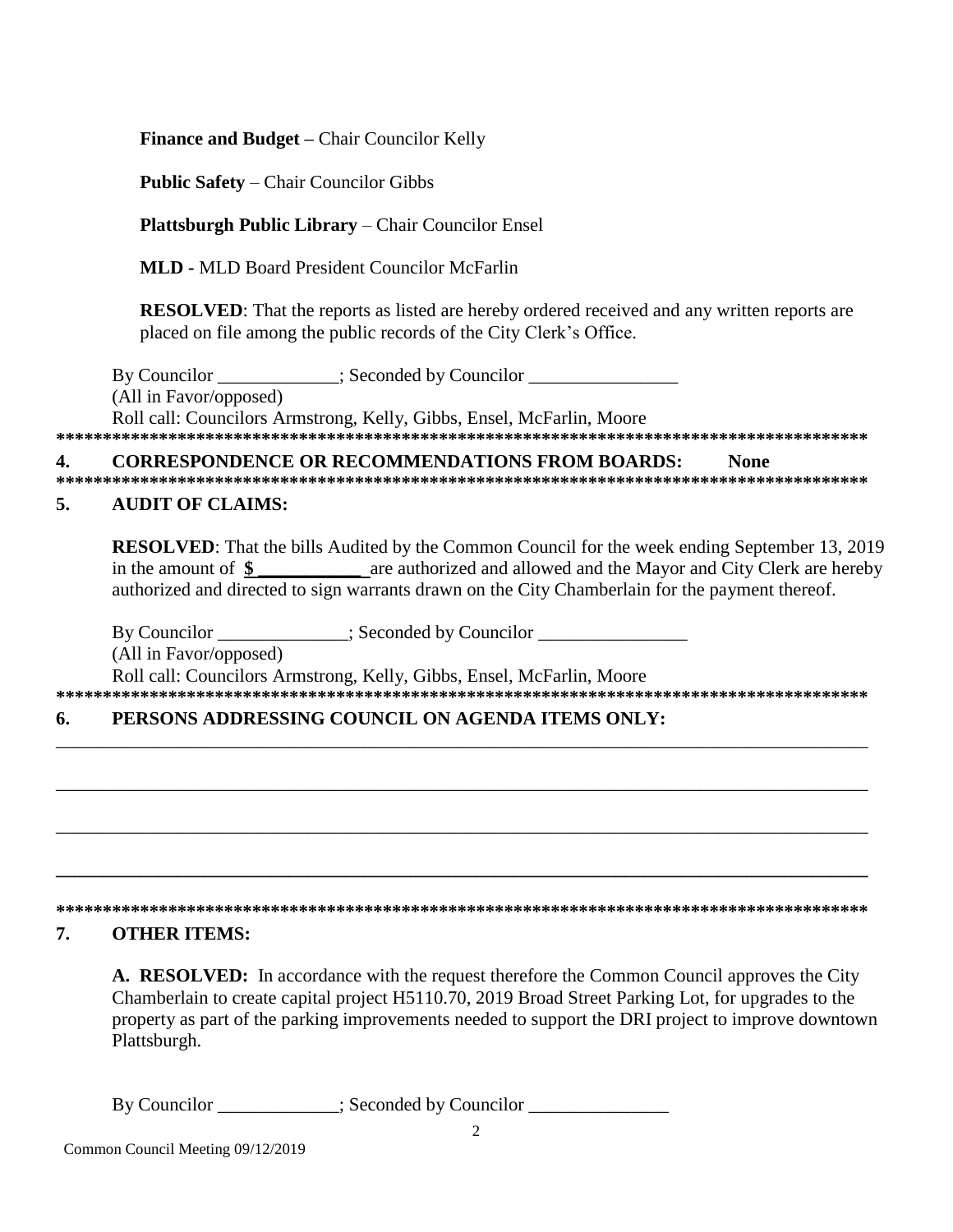**Finance and Budget –** Chair Councilor Kelly

**Public Safety** – Chair Councilor Gibbs

**Plattsburgh Public Library** – Chair Councilor Ensel

**MLD -** MLD Board President Councilor McFarlin

**RESOLVED**: That the reports as listed are hereby ordered received and any written reports are placed on file among the public records of the City Clerk's Office.

By Councilor _____________; Seconded by Councilor ________________
(All in Favor/opposed)
Roll call: Councilors Armstrong, Kelly, Gibbs, Ensel, McFarlin, Moore

*****************************************************************************************

## 4. CORRESPONDENCE OR RECOMMENDATIONS FROM BOARDS: None

*****************************************************************************************

## 5. AUDIT OF CLAIMS:

**RESOLVED**: That the bills Audited by the Common Council for the week ending September 13, 2019 in the amount of **$ ___________** are authorized and allowed and the Mayor and City Clerk are hereby authorized and directed to sign warrants drawn on the City Chamberlain for the payment thereof.

By Councilor ______________; Seconded by Councilor ________________
(All in Favor/opposed)
Roll call: Councilors Armstrong, Kelly, Gibbs, Ensel, McFarlin, Moore

*****************************************************************************************

## 6. PERSONS ADDRESSING COUNCIL ON AGENDA ITEMS ONLY:

_______________________________________________________________________________________

_______________________________________________________________________________________

_______________________________________________________________________________________

_______________________________________________________________________________________

*****************************************************************************************

## 7. OTHER ITEMS:

**A. RESOLVED:** In accordance with the request therefore the Common Council approves the City Chamberlain to create capital project H5110.70, 2019 Broad Street Parking Lot, for upgrades to the property as part of the parking improvements needed to support the DRI project to improve downtown Plattsburgh.

By Councilor _____________; Seconded by Councilor _______________

Common Council Meeting 09/12/2019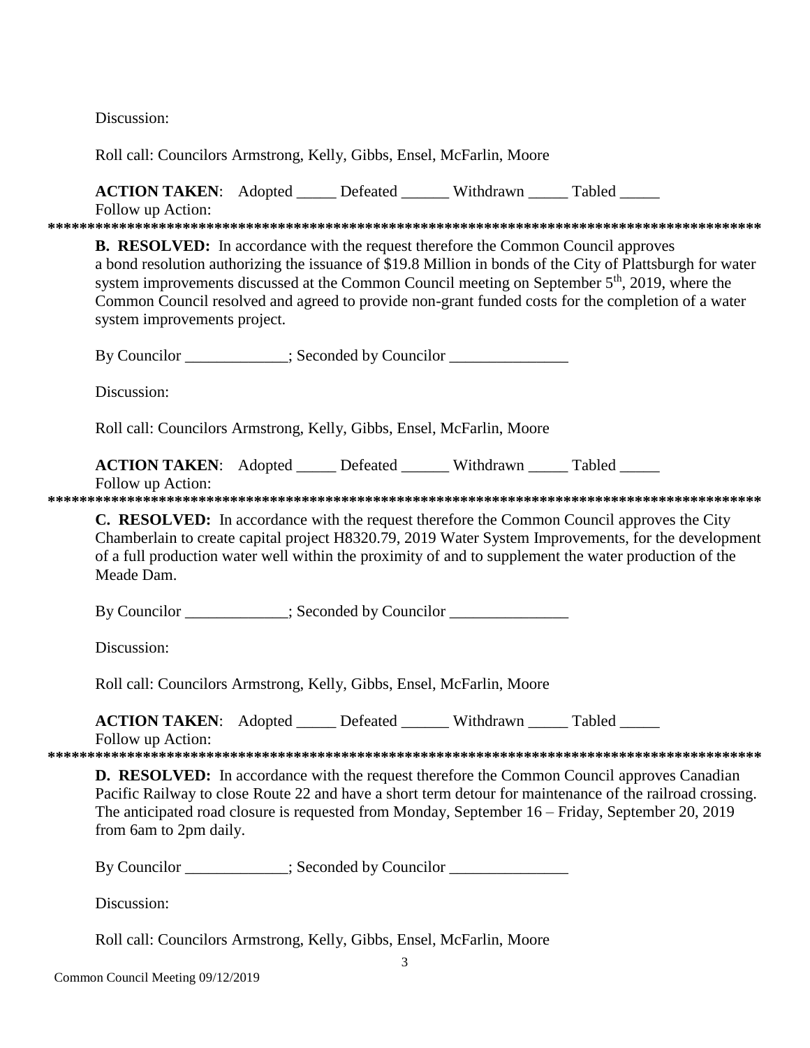Discussion:

Roll call: Councilors Armstrong, Kelly, Gibbs, Ensel, McFarlin, Moore

**ACTION TAKEN**: Adopted _____ Defeated ______ Withdrawn _____ Tabled _____
Follow up Action:

******************************************************************************************

**B. RESOLVED:** In accordance with the request therefore the Common Council approves a bond resolution authorizing the issuance of $19.8 Million in bonds of the City of Plattsburgh for water system improvements discussed at the Common Council meeting on September 5th, 2019, where the Common Council resolved and agreed to provide non-grant funded costs for the completion of a water system improvements project.

By Councilor _____________; Seconded by Councilor _______________

Discussion:

Roll call: Councilors Armstrong, Kelly, Gibbs, Ensel, McFarlin, Moore

**ACTION TAKEN**: Adopted _____ Defeated ______ Withdrawn _____ Tabled _____
Follow up Action:

******************************************************************************************

**C. RESOLVED:** In accordance with the request therefore the Common Council approves the City Chamberlain to create capital project H8320.79, 2019 Water System Improvements, for the development of a full production water well within the proximity of and to supplement the water production of the Meade Dam.

By Councilor _____________; Seconded by Councilor _______________

Discussion:

Roll call: Councilors Armstrong, Kelly, Gibbs, Ensel, McFarlin, Moore

**ACTION TAKEN**: Adopted _____ Defeated ______ Withdrawn _____ Tabled _____
Follow up Action:

******************************************************************************************

**D. RESOLVED:** In accordance with the request therefore the Common Council approves Canadian Pacific Railway to close Route 22 and have a short term detour for maintenance of the railroad crossing. The anticipated road closure is requested from Monday, September 16 – Friday, September 20, 2019 from 6am to 2pm daily.

By Councilor _____________; Seconded by Councilor _______________

Discussion:

Roll call: Councilors Armstrong, Kelly, Gibbs, Ensel, McFarlin, Moore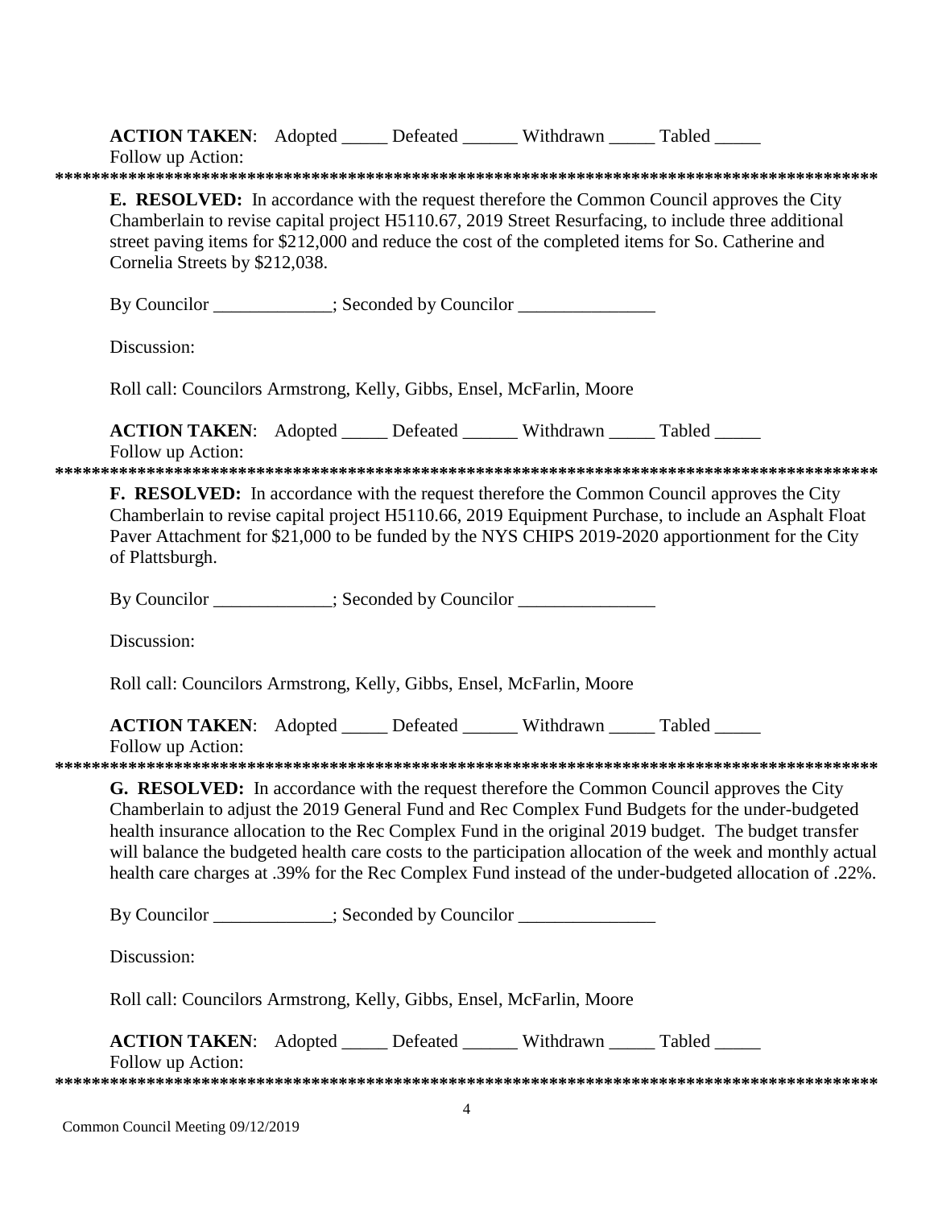**ACTION TAKEN**: Adopted _____ Defeated ______ Withdrawn _____ Tabled _____
Follow up Action:

*******************************************************************************************

**E. RESOLVED:** In accordance with the request therefore the Common Council approves the City Chamberlain to revise capital project H5110.67, 2019 Street Resurfacing, to include three additional street paving items for $212,000 and reduce the cost of the completed items for So. Catherine and Cornelia Streets by $212,038.

By Councilor _____________; Seconded by Councilor _______________

Discussion:

Roll call: Councilors Armstrong, Kelly, Gibbs, Ensel, McFarlin, Moore

**ACTION TAKEN**: Adopted _____ Defeated ______ Withdrawn _____ Tabled _____
Follow up Action:

*******************************************************************************************

**F. RESOLVED:** In accordance with the request therefore the Common Council approves the City Chamberlain to revise capital project H5110.66, 2019 Equipment Purchase, to include an Asphalt Float Paver Attachment for $21,000 to be funded by the NYS CHIPS 2019-2020 apportionment for the City of Plattsburgh.

By Councilor _____________; Seconded by Councilor _______________

Discussion:

Roll call: Councilors Armstrong, Kelly, Gibbs, Ensel, McFarlin, Moore

**ACTION TAKEN**: Adopted _____ Defeated ______ Withdrawn _____ Tabled _____
Follow up Action:

*******************************************************************************************

**G. RESOLVED:** In accordance with the request therefore the Common Council approves the City Chamberlain to adjust the 2019 General Fund and Rec Complex Fund Budgets for the under-budgeted health insurance allocation to the Rec Complex Fund in the original 2019 budget. The budget transfer will balance the budgeted health care costs to the participation allocation of the week and monthly actual health care charges at .39% for the Rec Complex Fund instead of the under-budgeted allocation of .22%.

By Councilor _____________; Seconded by Councilor _______________

Discussion:

Roll call: Councilors Armstrong, Kelly, Gibbs, Ensel, McFarlin, Moore

**ACTION TAKEN**: Adopted _____ Defeated ______ Withdrawn _____ Tabled _____
Follow up Action:

*******************************************************************************************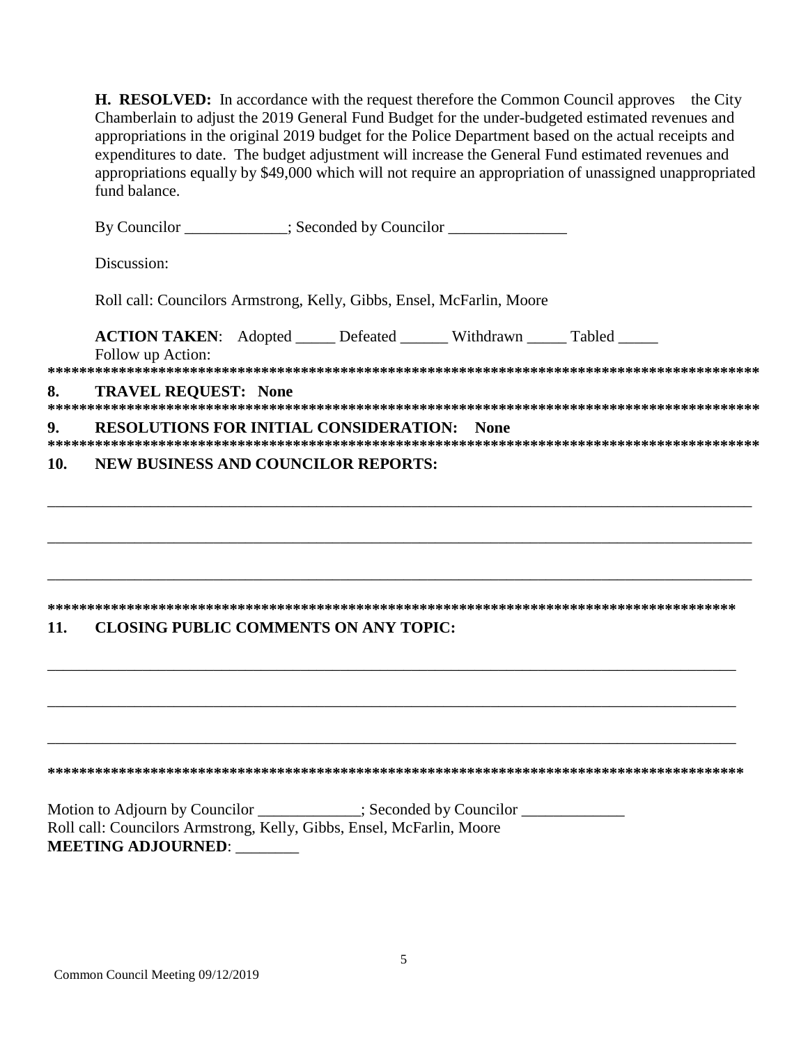**H. RESOLVED:** In accordance with the request therefore the Common Council approves the City Chamberlain to adjust the 2019 General Fund Budget for the under-budgeted estimated revenues and appropriations in the original 2019 budget for the Police Department based on the actual receipts and expenditures to date. The budget adjustment will increase the General Fund estimated revenues and appropriations equally by $49,000 which will not require an appropriation of unassigned unappropriated fund balance.

By Councilor _____________; Seconded by Councilor _______________

Discussion:

Roll call: Councilors Armstrong, Kelly, Gibbs, Ensel, McFarlin, Moore

**ACTION TAKEN**: Adopted _____ Defeated ______ Withdrawn _____ Tabled _____
Follow up Action:

**********************************************************************************************

**8. TRAVEL REQUEST: None**

**********************************************************************************************

**9. RESOLUTIONS FOR INITIAL CONSIDERATION: None**

**********************************************************************************************

**10. NEW BUSINESS AND COUNCILOR REPORTS:**

______________________________________________________________________________________

______________________________________________________________________________________

______________________________________________________________________________________

**********************************************************************************************

**11. CLOSING PUBLIC COMMENTS ON ANY TOPIC:**

______________________________________________________________________________________

______________________________________________________________________________________

______________________________________________________________________________________

**********************************************************************************************

Motion to Adjourn by Councilor _____________; Seconded by Councilor _____________
Roll call: Councilors Armstrong, Kelly, Gibbs, Ensel, McFarlin, Moore
**MEETING ADJOURNED**: ________

Common Council Meeting 09/12/2019